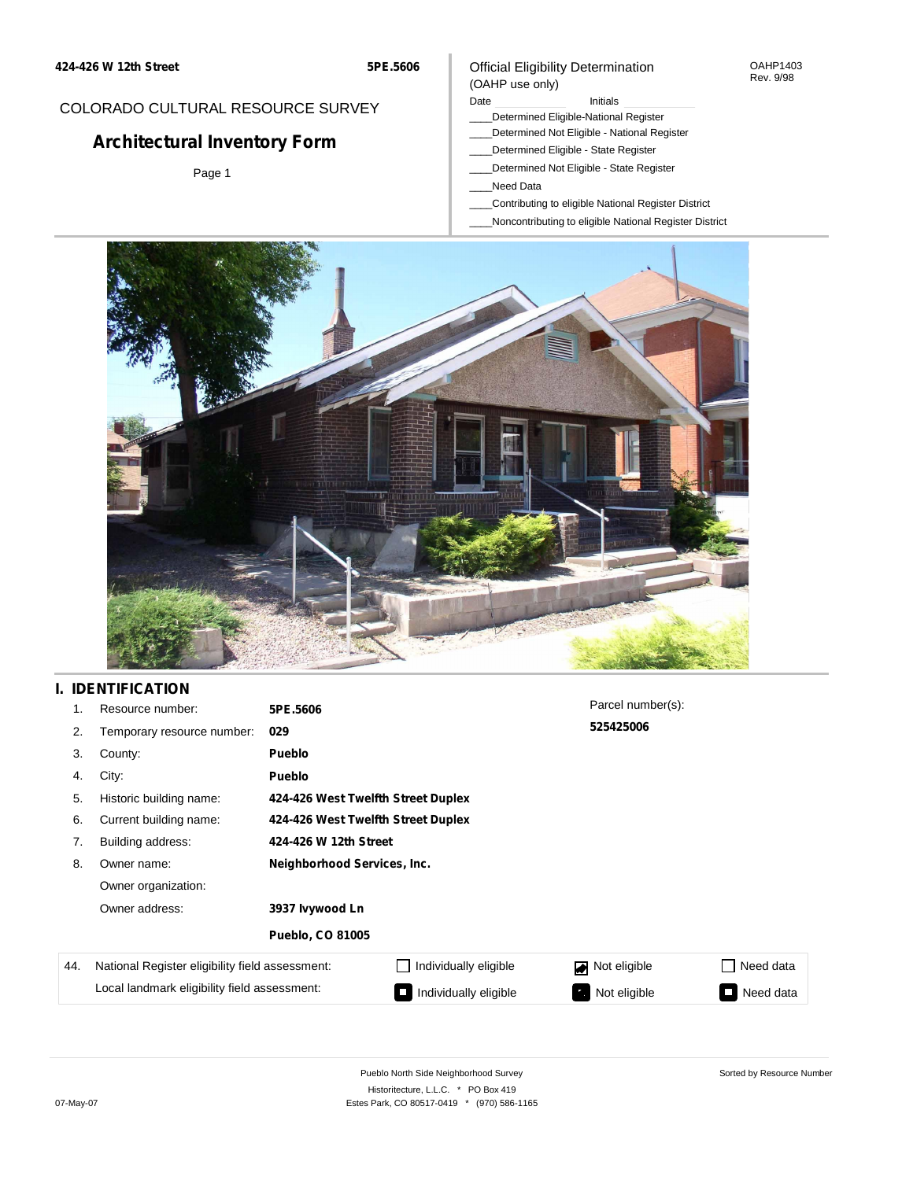424-426 W 12th Street | 5PE.5606

COLORADO CULTURAL RESOURCE SURVEY

# Architectural Inventory Form

Official Eligibility Determination
(OAHP use only)

OAHP1403
Rev. 9/98

Date ____________ Initials ____________

____Determined Eligible-National Register
____Determined Not Eligible - National Register
____Determined Eligible - State Register
____Determined Not Eligible - State Register
____Need Data
____Contributing to eligible National Register District
____Noncontributing to eligible National Register District

## I. IDENTIFICATION

| | | | |
|---|---|---|---|
| 1. | Resource number: | **5PE.5606** | |
| 2. | Temporary resource number: | **029** | |
| 3. | County: | **Pueblo** | |
| 4. | City: | **Pueblo** | |
| 5. | Historic building name: | **424-426 West Twelfth Street Duplex** | |
| 6. | Current building name: | **424-426 West Twelfth Street Duplex** | |
| 7. | Building address: | **424-426 W 12th Street** | |
| 8. | Owner name: | **Neighborhood Services, Inc.** | |
| | Owner organization: | | |
| | Owner address: | **3937 Ivywood Ln** | |
| | | **Pueblo, CO 81005** | |

Parcel number(s):
**525425006**

| | | | | |
|---|---|---|---|---|
| 44. | National Register eligibility field assessment: | ☐ Individually eligible | ☑ Not eligible | ☐ Need data |
| | Local landmark eligibility field assessment: | ☐ Individually eligible | ☐ Not eligible | ☐ Need data |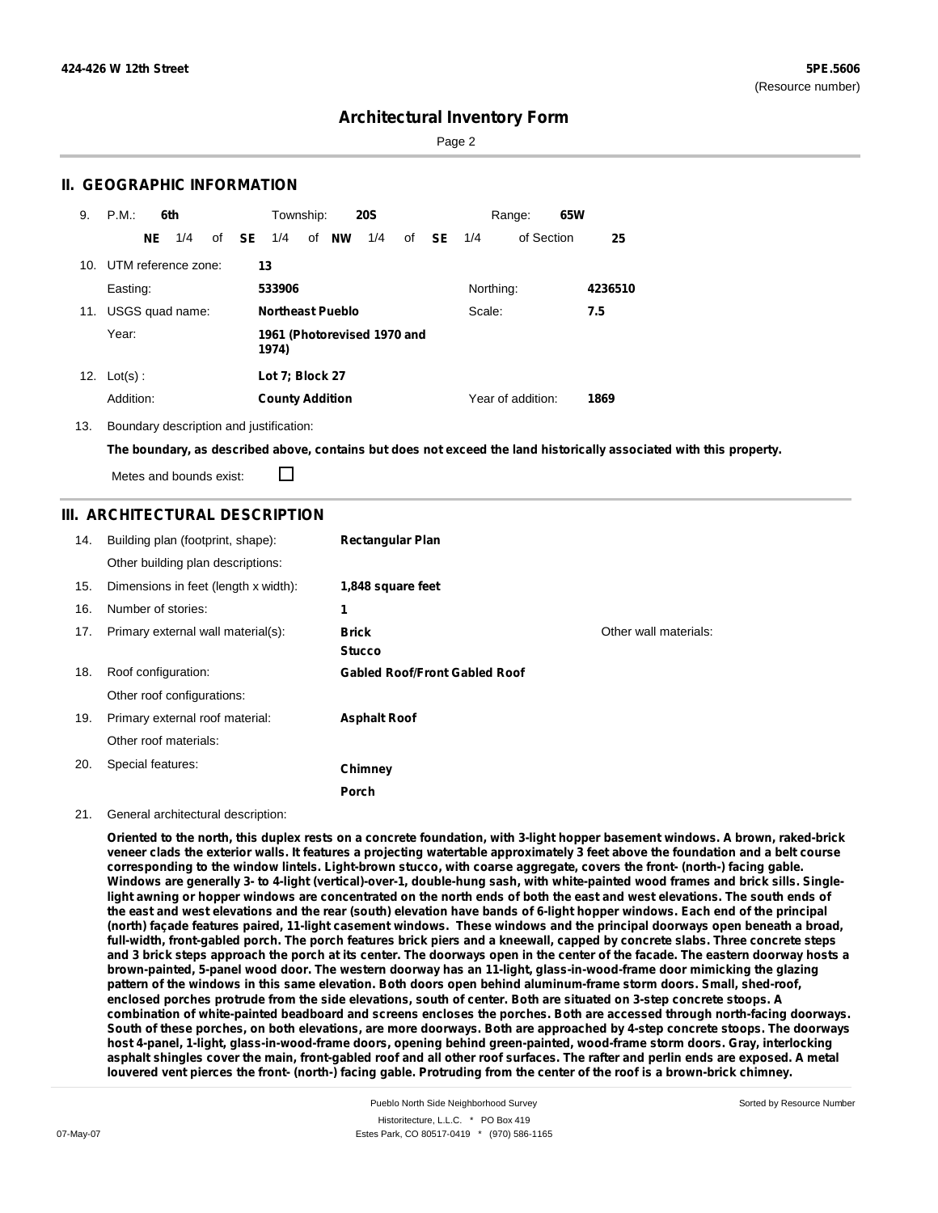424-426 W 12th Street

5PE.5606
(Resource number)

# Architectural Inventory Form

## II. GEOGRAPHIC INFORMATION

9. P.M.: **6th** Township: **20S** Range: **65W**
   **NE** 1/4 of **SE** 1/4 of **NW** 1/4 of **SE** 1/4 of Section **25**

10. UTM reference zone: **13**
    Easting: **533906** Northing: **4236510**

11. USGS quad name: **Northeast Pueblo** Scale: **7.5**
    Year: **1961 (Photorevised 1970 and 1974)**

12. Lot(s) : **Lot 7; Block 27**
    Addition: **County Addition** Year of addition: **1869**

13. Boundary description and justification:

**The boundary, as described above, contains but does not exceed the land historically associated with this property.**

Metes and bounds exist: ☐

## III. ARCHITECTURAL DESCRIPTION

14. Building plan (footprint, shape): **Rectangular Plan**
    Other building plan descriptions:

15. Dimensions in feet (length x width): **1,848 square feet**

16. Number of stories: **1**

17. Primary external wall material(s): **Brick**, **Stucco** Other wall materials:

18. Roof configuration: **Gabled Roof/Front Gabled Roof**
    Other roof configurations:

19. Primary external roof material: **Asphalt Roof**
    Other roof materials:

20. Special features: **Chimney**, **Porch**

21. General architectural description:

**Oriented to the north, this duplex rests on a concrete foundation, with 3-light hopper basement windows. A brown, raked-brick veneer clads the exterior walls. It features a projecting watertable approximately 3 feet above the foundation and a belt course corresponding to the window lintels. Light-brown stucco, with coarse aggregate, covers the front- (north-) facing gable. Windows are generally 3- to 4-light (vertical)-over-1, double-hung sash, with white-painted wood frames and brick sills. Single-light awning or hopper windows are concentrated on the north ends of both the east and west elevations. The south ends of the east and west elevations and the rear (south) elevation have bands of 6-light hopper windows. Each end of the principal (north) façade features paired, 11-light casement windows. These windows and the principal doorways open beneath a broad, full-width, front-gabled porch. The porch features brick piers and a kneewall, capped by concrete slabs. Three concrete steps and 3 brick steps approach the porch at its center. The doorways open in the center of the facade. The eastern doorway hosts a brown-painted, 5-panel wood door. The western doorway has an 11-light, glass-in-wood-frame door mimicking the glazing pattern of the windows in this same elevation. Both doors open behind aluminum-frame storm doors. Small, shed-roof, enclosed porches protrude from the side elevations, south of center. Both are situated on 3-step concrete stoops. A combination of white-painted beadboard and screens encloses the porches. Both are accessed through north-facing doorways. South of these porches, on both elevations, are more doorways. Both are approached by 4-step concrete stoops. The doorways host 4-panel, 1-light, glass-in-wood-frame doors, opening behind green-painted, wood-frame storm doors. Gray, interlocking asphalt shingles cover the main, front-gabled roof and all other roof surfaces. The rafter and perlin ends are exposed. A metal louvered vent pierces the front- (north-) facing gable. Protruding from the center of the roof is a brown-brick chimney.**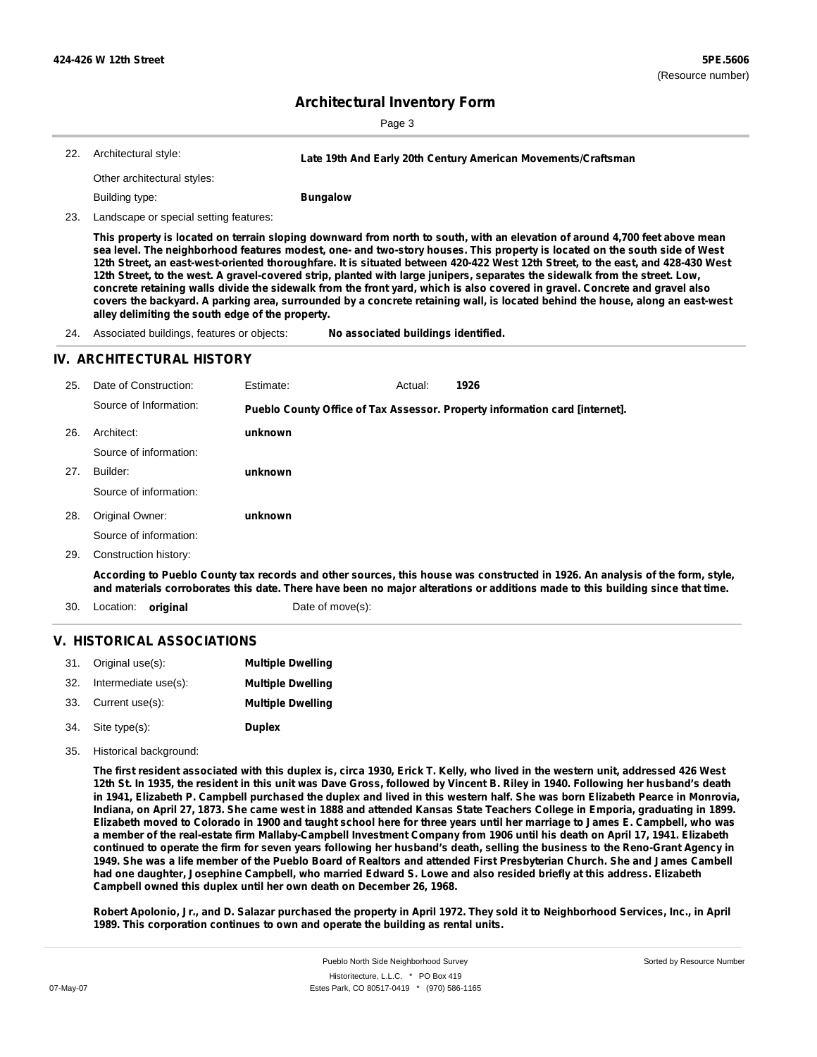## Architectual Inventory Form

22. Architectural style: **Late 19th And Early 20th Century American Movements/Craftsman**

Other architectural styles:

Building type: **Bungalow**

23. Landscape or special setting features:

**This property is located on terrain sloping downward from north to south, with an elevation of around 4,700 feet above mean sea level. The neighborhood features modest, one- and two-story houses. This property is located on the south side of West 12th Street, an east-west-oriented thoroughfare. It is situated between 420-422 West 12th Street, to the east, and 428-430 West 12th Street, to the west. A gravel-covered strip, planted with large junipers, separates the sidewalk from the street. Low, concrete retaining walls divide the sidewalk from the front yard, which is also covered in gravel. Concrete and gravel also covers the backyard. A parking area, surrounded by a concrete retaining wall, is located behind the house, along an east-west alley delimiting the south edge of the property.**

24. Associated buildings, features or objects: **No associated buildings identified.**

## IV. ARCHITECTURAL HISTORY

25. Date of Construction: Estimate: Actual: **1926**

Source of Information: **Pueblo County Office of Tax Assessor. Property information card [internet].**

26. Architect: **unknown**

Source of information:

27. Builder: **unknown**

Source of information:

28. Original Owner: **unknown**

Source of information:

29. Construction history:

**According to Pueblo County tax records and other sources, this house was constructed in 1926. An analysis of the form, style, and materials corroborates this date. There have been no major alterations or additions made to this building since that time.**

30. Location: **original** Date of move(s):

## V. HISTORICAL ASSOCIATIONS

31. Original use(s): **Multiple Dwelling**
32. Intermediate use(s): **Multiple Dwelling**
33. Current use(s): **Multiple Dwelling**
34. Site type(s): **Duplex**
35. Historical background:

**The first resident associated with this duplex is, circa 1930, Erick T. Kelly, who lived in the western unit, addressed 426 West 12th St. In 1935, the resident in this unit was Dave Gross, followed by Vincent B. Riley in 1940. Following her husband's death in 1941, Elizabeth P. Campbell purchased the duplex and lived in this western half. She was born Elizabeth Pearce in Monrovia, Indiana, on April 27, 1873. She came west in 1888 and attended Kansas State Teachers College in Emporia, graduating in 1899. Elizabeth moved to Colorado in 1900 and taught school here for three years until her marriage to James E. Campbell, who was a member of the real-estate firm Mallaby-Campbell Investment Company from 1906 until his death on April 17, 1941. Elizabeth continued to operate the firm for seven years following her husband's death, selling the business to the Reno-Grant Agency in 1949. She was a life member of the Pueblo Board of Realtors and attended First Presbyterian Church. She and James Cambell had one daughter, Josephine Campbell, who married Edward S. Lowe and also resided briefly at this address. Elizabeth Campbell owned this duplex until her own death on December 26, 1968.**

**Robert Apolonio, Jr., and D. Salazar purchased the property in April 1972. They sold it to Neighborhood Services, Inc., in April 1989. This corporation continues to own and operate the building as rental units.**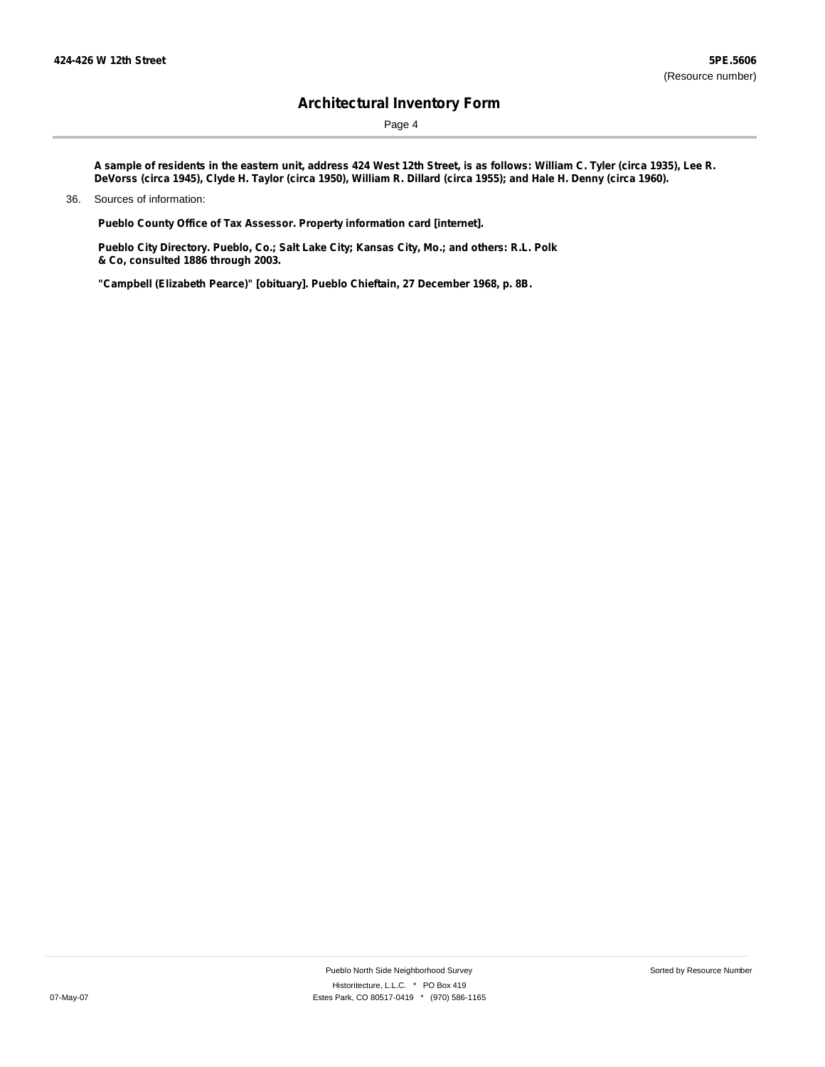**A sample of residents in the eastern unit, address 424 West 12th Street, is as follows: William C. Tyler (circa 1935), Lee R. DeVorss (circa 1945), Clyde H. Taylor (circa 1950), William R. Dillard (circa 1955); and Hale H. Denny (circa 1960).**

36. Sources of information:

**Pueblo County Office of Tax Assessor. Property information card [internet].**

**Pueblo City Directory. Pueblo, Co.; Salt Lake City; Kansas City, Mo.; and others: R.L. Polk & Co, consulted 1886 through 2003.**

**"Campbell (Elizabeth Pearce)" [obituary]. Pueblo Chieftain, 27 December 1968, p. 8B.**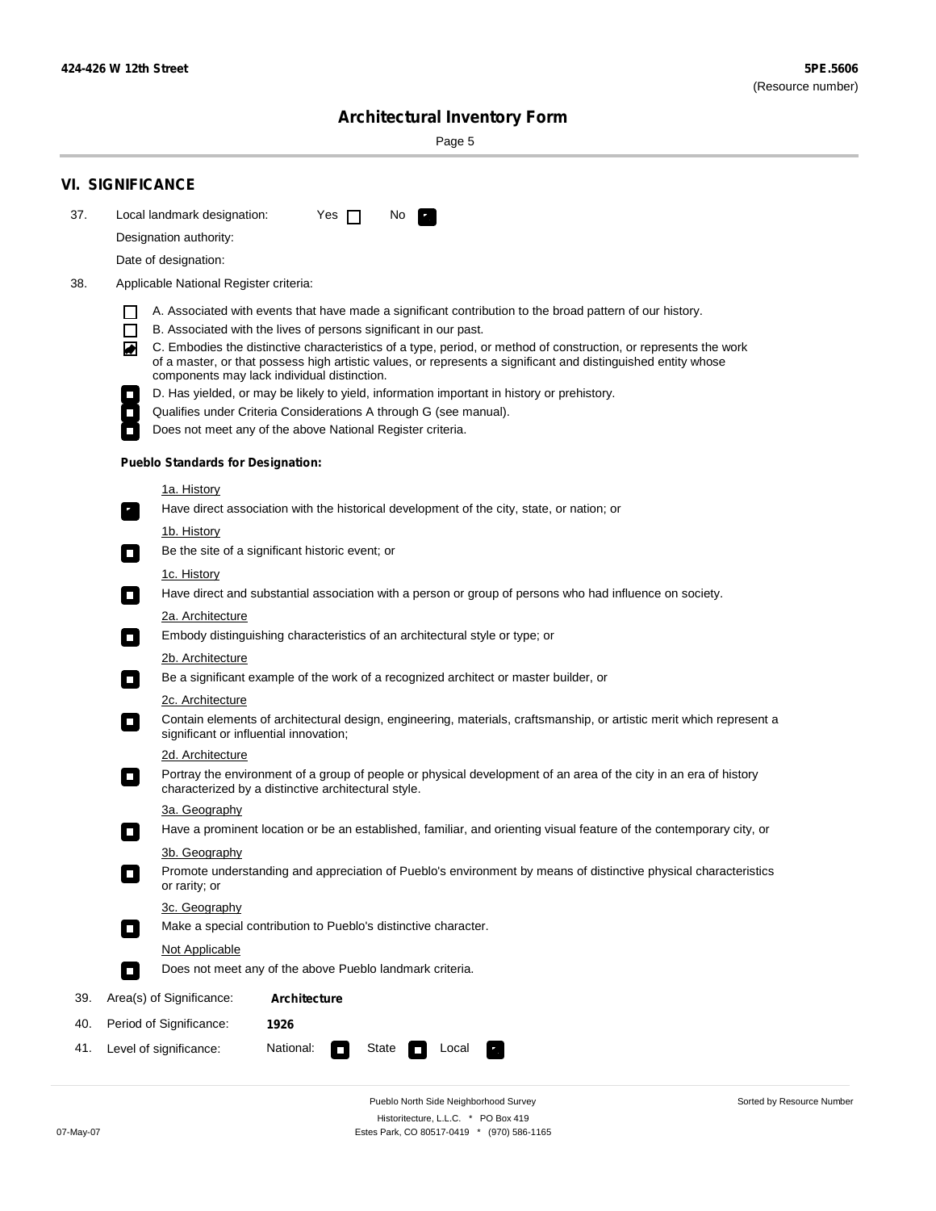## VI. SIGNIFICANCE

37. Local landmark designation: Yes ☐ No ☒

Designation authority:

Date of designation:

38. Applicable National Register criteria:

- ☐ A. Associated with events that have made a significant contribution to the broad pattern of our history.
- ☐ B. Associated with the lives of persons significant in our past.
- ☒ C. Embodies the distinctive characteristics of a type, period, or method of construction, or represents the work of a master, or that possess high artistic values, or represents a significant and distinguished entity whose components may lack individual distinction.
- ☐ D. Has yielded, or may be likely to yield, information important in history or prehistory.
- ☐ Qualifies under Criteria Considerations A through G (see manual).
- ☐ Does not meet any of the above National Register criteria.

**Pueblo Standards for Designation:**

1a. History
- ☒ Have direct association with the historical development of the city, state, or nation; or

1b. History
- ☐ Be the site of a significant historic event; or

1c. History
- ☐ Have direct and substantial association with a person or group of persons who had influence on society.

2a. Architecture
- ☐ Embody distinguishing characteristics of an architectural style or type; or

2b. Architecture
- ☐ Be a significant example of the work of a recognized architect or master builder, or

2c. Architecture
- ☐ Contain elements of architectural design, engineering, materials, craftsmanship, or artistic merit which represent a significant or influential innovation;

2d. Architecture
- ☐ Portray the environment of a group of people or physical development of an area of the city in an era of history characterized by a distinctive architectural style.

3a. Geography
- ☐ Have a prominent location or be an established, familiar, and orienting visual feature of the contemporary city, or

3b. Geography
- ☐ Promote understanding and appreciation of Pueblo's environment by means of distinctive physical characteristics or rarity; or

3c. Geography
- ☐ Make a special contribution to Pueblo's distinctive character.

Not Applicable
- ☐ Does not meet any of the above Pueblo landmark criteria.

39. Area(s) of Significance: **Architecture**

40. Period of Significance: **1926**

41. Level of significance: National: ☐ State ☐ Local ☒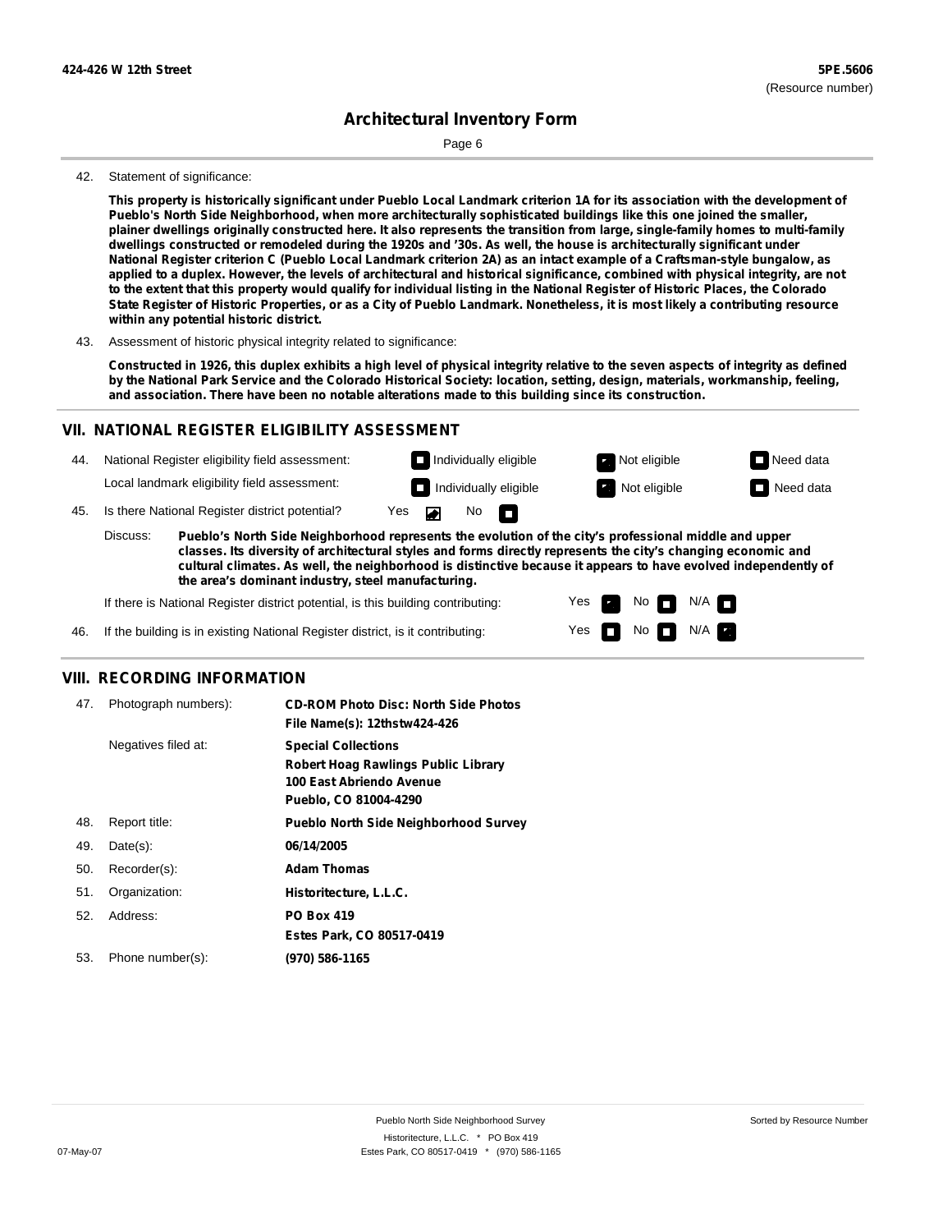**424-426 W 12th Street** **5PE.5606**
(Resource number)

## Architectural Inventory Form

42. Statement of significance:

**This property is historically significant under Pueblo Local Landmark criterion 1A for its association with the development of Pueblo's North Side Neighborhood, when more architecturally sophisticated buildings like this one joined the smaller, plainer dwellings originally constructed here. It also represents the transition from large, single-family homes to multi-family dwellings constructed or remodeled during the 1920s and '30s. As well, the house is architecturally significant under National Register criterion C (Pueblo Local Landmark criterion 2A) as an intact example of a Craftsman-style bungalow, as applied to a duplex. However, the levels of architectural and historical significance, combined with physical integrity, are not to the extent that this property would qualify for individual listing in the National Register of Historic Places, the Colorado State Register of Historic Properties, or as a City of Pueblo Landmark. Nonetheless, it is most likely a contributing resource within any potential historic district.**

43. Assessment of historic physical integrity related to significance:

**Constructed in 1926, this duplex exhibits a high level of physical integrity relative to the seven aspects of integrity as defined by the National Park Service and the Colorado Historical Society: location, setting, design, materials, workmanship, feeling, and association. There have been no notable alterations made to this building since its construction.**

## VII. NATIONAL REGISTER ELIGIBILITY ASSESSMENT

44. National Register eligibility field assessment: ☐ Individually eligible ☒ Not eligible ☐ Need data

Local landmark eligibility field assessment: ☐ Individually eligible ☒ Not eligible ☐ Need data

45. Is there National Register district potential? Yes ☒ No ☐

Discuss: **Pueblo's North Side Neighborhood represents the evolution of the city's professional middle and upper classes. Its diversity of architectural styles and forms directly represents the city's changing economic and cultural climates. As well, the neighborhood is distinctive because it appears to have evolved independently of the area's dominant industry, steel manufacturing.**

If there is National Register district potential, is this building contributing: Yes ☒ No ☐ N/A ☐

46. If the building is in existing National Register district, is it contributing: Yes ☐ No ☐ N/A ☒

## VIII. RECORDING INFORMATION

47. Photograph numbers): **CD-ROM Photo Disc: North Side Photos**
**File Name(s): 12thstw424-426**

Negatives filed at: **Special Collections**
**Robert Hoag Rawlings Public Library**
**100 East Abriendo Avenue**
**Pueblo, CO 81004-4290**

48. Report title: **Pueblo North Side Neighborhood Survey**

49. Date(s): **06/14/2005**

50. Recorder(s): **Adam Thomas**

51. Organization: **Historitecture, L.L.C.**

52. Address: **PO Box 419**
**Estes Park, CO 80517-0419**

53. Phone number(s): **(970) 586-1165**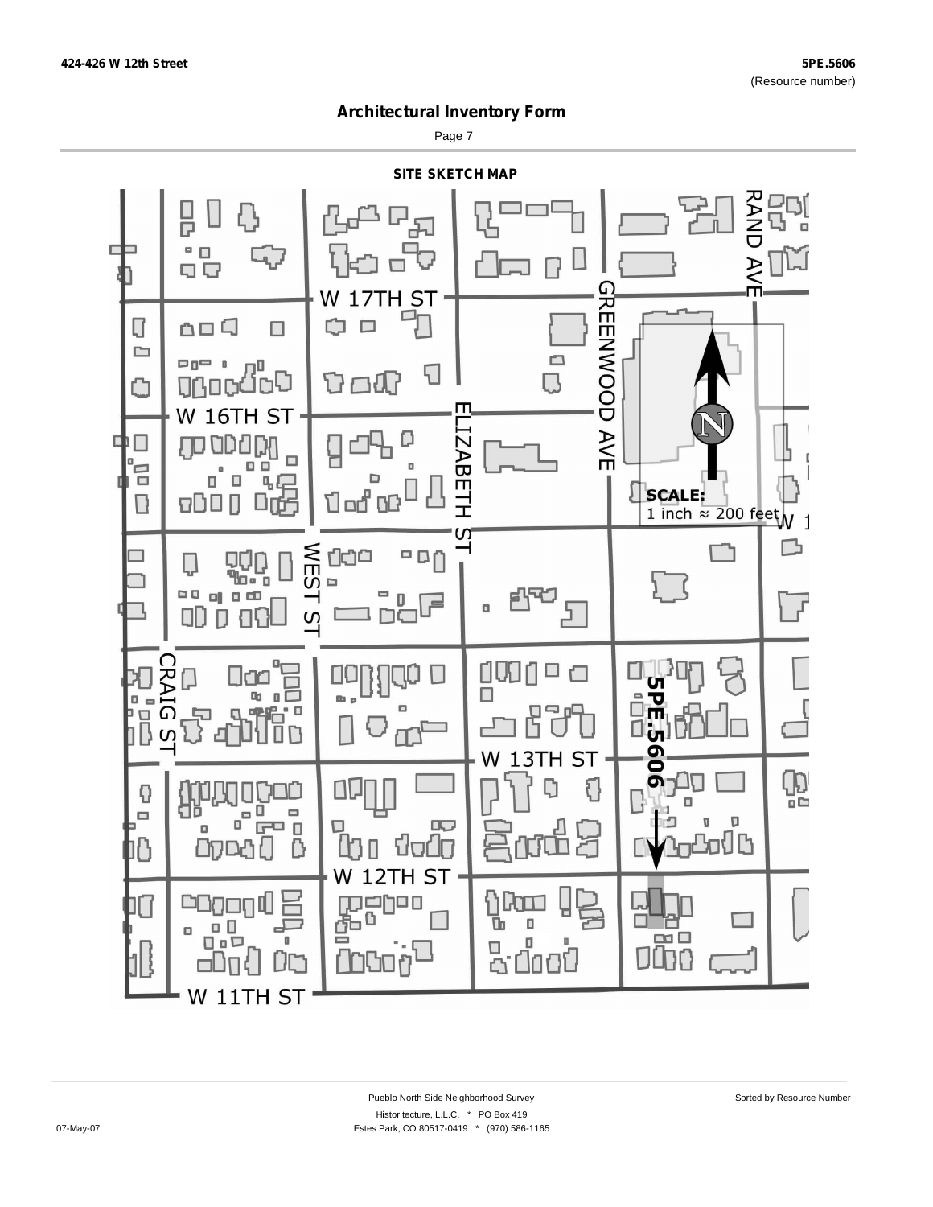## Architectural Inventory Form

### SITE SKETCH MAP

W 17TH ST
W 16TH ST
W 13TH ST
W 12TH ST
W 11TH ST
CRAIG ST
WEST ST
ELIZABETH ST
GREENWOOD AVE
RAND AVE
5PE.5606
SCALE:
1 inch ≈ 200 feet
N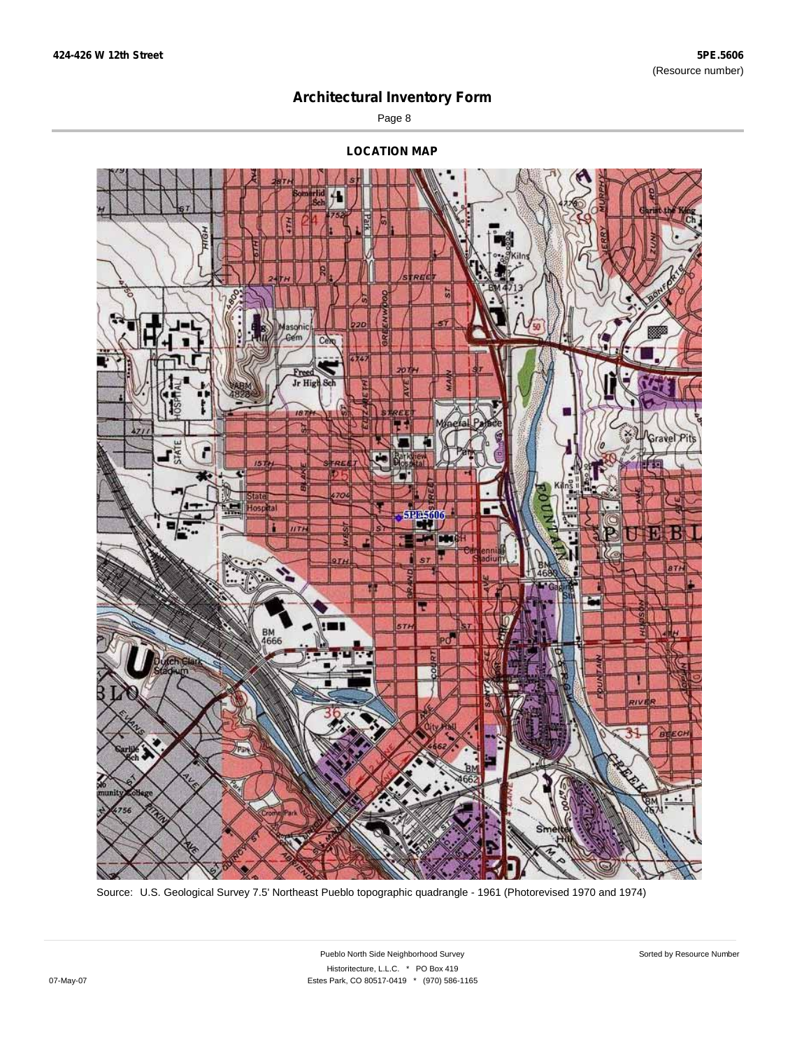424-426 W 12th Street

5PE.5606
(Resource number)

# Architectural Inventory Form

## LOCATION MAP

Source: U.S. Geological Survey 7.5' Northeast Pueblo topographic quadrangle - 1961 (Photorevised 1970 and 1974)

Pueblo North Side Neighborhood Survey
Historitecture, L.L.C. * PO Box 419
Estes Park, CO 80517-0419 * (970) 586-1165

Sorted by Resource Number

07-May-07